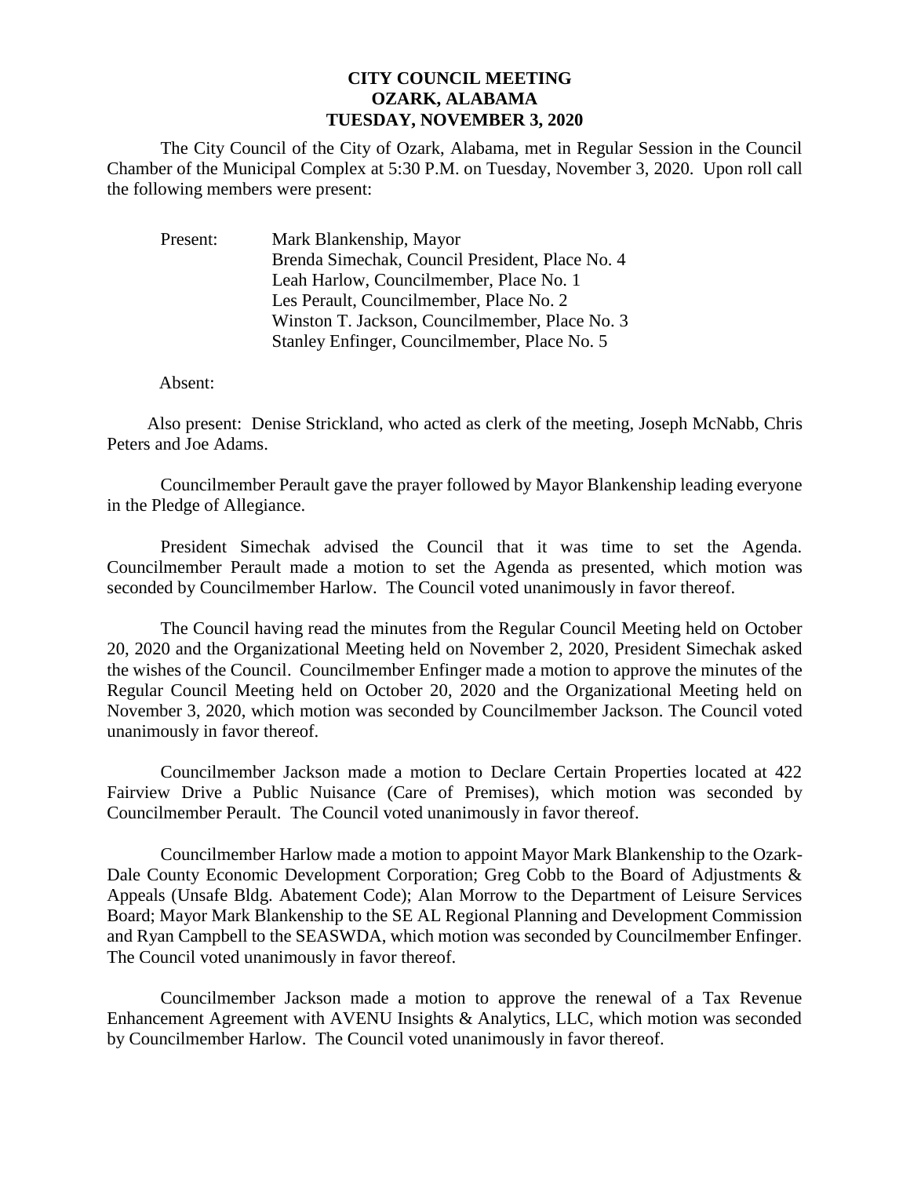**CITY COUNCIL MEETING**
**OZARK, ALABAMA**
**TUESDAY, NOVEMBER 3, 2020**

The City Council of the City of Ozark, Alabama, met in Regular Session in the Council Chamber of the Municipal Complex at 5:30 P.M. on Tuesday, November 3, 2020. Upon roll call the following members were present:

Present: Mark Blankenship, Mayor
Brenda Simechak, Council President, Place No. 4
Leah Harlow, Councilmember, Place No. 1
Les Perault, Councilmember, Place No. 2
Winston T. Jackson, Councilmember, Place No. 3
Stanley Enfinger, Councilmember, Place No. 5

Absent:

Also present: Denise Strickland, who acted as clerk of the meeting, Joseph McNabb, Chris Peters and Joe Adams.

Councilmember Perault gave the prayer followed by Mayor Blankenship leading everyone in the Pledge of Allegiance.

President Simechak advised the Council that it was time to set the Agenda. Councilmember Perault made a motion to set the Agenda as presented, which motion was seconded by Councilmember Harlow. The Council voted unanimously in favor thereof.

The Council having read the minutes from the Regular Council Meeting held on October 20, 2020 and the Organizational Meeting held on November 2, 2020, President Simechak asked the wishes of the Council. Councilmember Enfinger made a motion to approve the minutes of the Regular Council Meeting held on October 20, 2020 and the Organizational Meeting held on November 3, 2020, which motion was seconded by Councilmember Jackson. The Council voted unanimously in favor thereof.

Councilmember Jackson made a motion to Declare Certain Properties located at 422 Fairview Drive a Public Nuisance (Care of Premises), which motion was seconded by Councilmember Perault. The Council voted unanimously in favor thereof.

Councilmember Harlow made a motion to appoint Mayor Mark Blankenship to the Ozark-Dale County Economic Development Corporation; Greg Cobb to the Board of Adjustments & Appeals (Unsafe Bldg. Abatement Code); Alan Morrow to the Department of Leisure Services Board; Mayor Mark Blankenship to the SE AL Regional Planning and Development Commission and Ryan Campbell to the SEASWDA, which motion was seconded by Councilmember Enfinger. The Council voted unanimously in favor thereof.

Councilmember Jackson made a motion to approve the renewal of a Tax Revenue Enhancement Agreement with AVENU Insights & Analytics, LLC, which motion was seconded by Councilmember Harlow. The Council voted unanimously in favor thereof.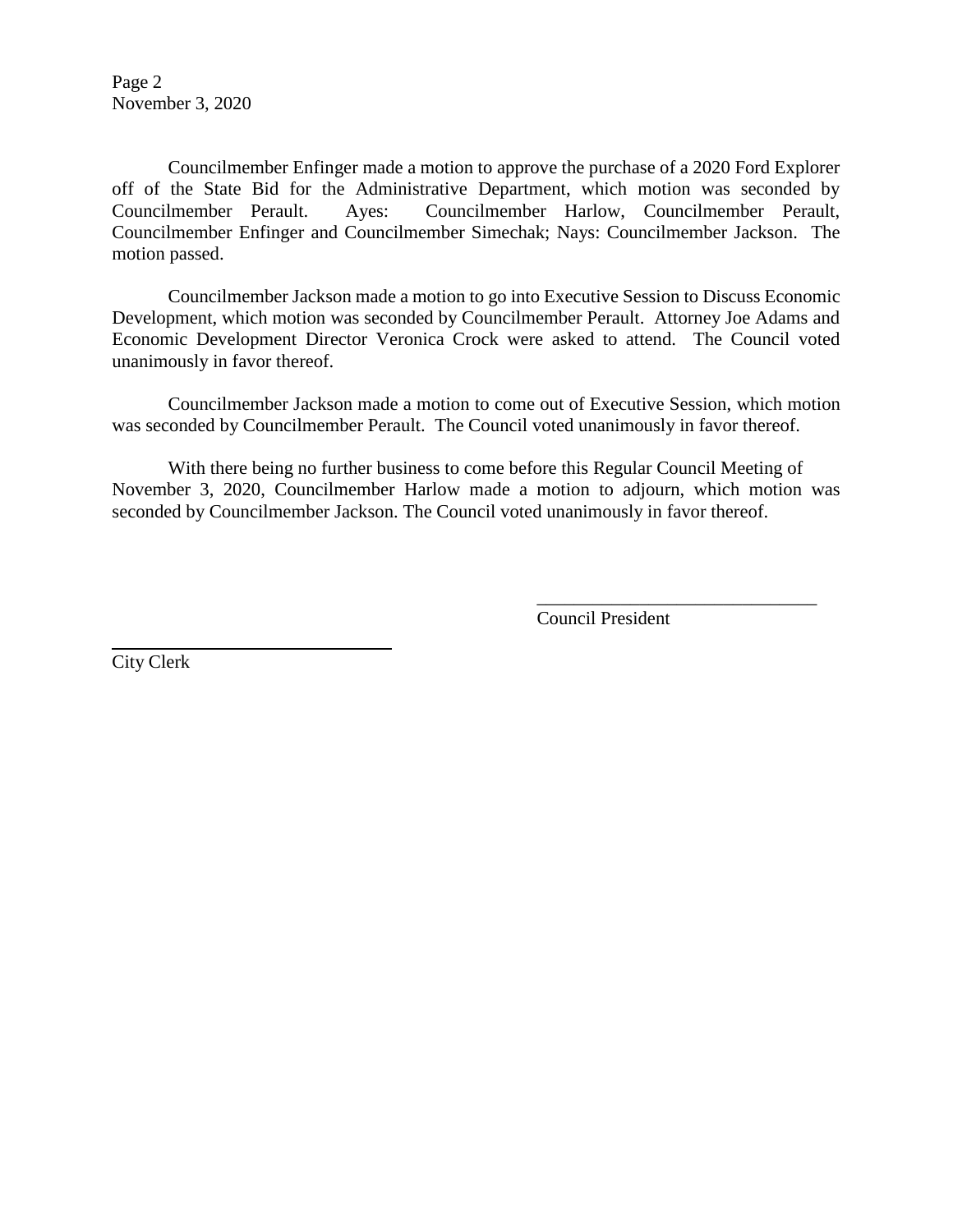Councilmember Enfinger made a motion to approve the purchase of a 2020 Ford Explorer off of the State Bid for the Administrative Department, which motion was seconded by Councilmember Perault. Ayes: Councilmember Harlow, Councilmember Perault, Councilmember Enfinger and Councilmember Simechak; Nays: Councilmember Jackson. The motion passed.

Councilmember Jackson made a motion to go into Executive Session to Discuss Economic Development, which motion was seconded by Councilmember Perault. Attorney Joe Adams and Economic Development Director Veronica Crock were asked to attend. The Council voted unanimously in favor thereof.

Councilmember Jackson made a motion to come out of Executive Session, which motion was seconded by Councilmember Perault. The Council voted unanimously in favor thereof.

With there being no further business to come before this Regular Council Meeting of November 3, 2020, Councilmember Harlow made a motion to adjourn, which motion was seconded by Councilmember Jackson. The Council voted unanimously in favor thereof.

\_\_\_\_\_\_\_\_\_\_\_\_\_\_\_\_\_\_\_\_\_\_\_\_\_\_\_\_\_\_
Council President

\_\_\_\_\_\_\_\_\_\_\_\_\_\_\_\_\_\_\_\_\_\_\_\_\_\_\_\_\_\_
City Clerk